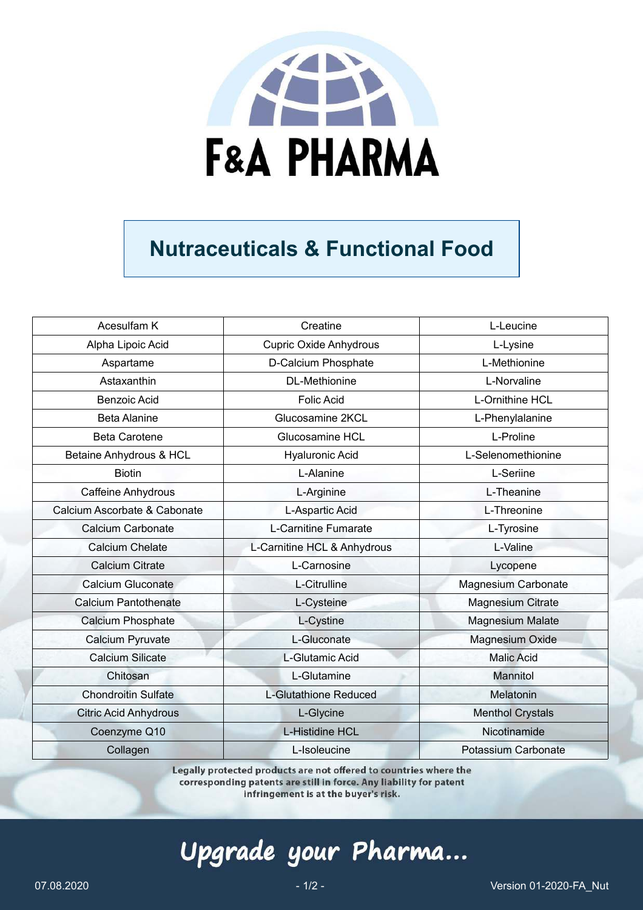# F&A PHARMA

## Nutraceuticals & Functional Food

| | | |
|---|---|---|
| Acesulfam K | Creatine | L-Leucine |
| Alpha Lipoic Acid | Cupric Oxide Anhydrous | L-Lysine |
| Aspartame | D-Calcium Phosphate | L-Methionine |
| Astaxanthin | DL-Methionine | L-Norvaline |
| Benzoic Acid | Folic Acid | L-Ornithine HCL |
| Beta Alanine | Glucosamine 2KCL | L-Phenylalanine |
| Beta Carotene | Glucosamine HCL | L-Proline |
| Betaine Anhydrous & HCL | Hyaluronic Acid | L-Selenomethionine |
| Biotin | L-Alanine | L-Seriine |
| Caffeine Anhydrous | L-Arginine | L-Theanine |
| Calcium Ascorbate & Cabonate | L-Aspartic Acid | L-Threonine |
| Calcium Carbonate | L-Carnitine Fumarate | L-Tyrosine |
| Calcium Chelate | L-Carnitine HCL & Anhydrous | L-Valine |
| Calcium Citrate | L-Carnosine | Lycopene |
| Calcium Gluconate | L-Citrulline | Magnesium Carbonate |
| Calcium Pantothenate | L-Cysteine | Magnesium Citrate |
| Calcium Phosphate | L-Cystine | Magnesium Malate |
| Calcium Pyruvate | L-Gluconate | Magnesium Oxide |
| Calcium Silicate | L-Glutamic Acid | Malic Acid |
| Chitosan | L-Glutamine | Mannitol |
| Chondroitin Sulfate | L-Glutathione Reduced | Melatonin |
| Citric Acid Anhydrous | L-Glycine | Menthol Crystals |
| Coenzyme Q10 | L-Histidine HCL | Nicotinamide |
| Collagen | L-Isoleucine | Potassium Carbonate |

**Legally protected products are not offered to countries where the corresponding patents are still in force. Any liability for patent infringement is at the buyer's risk.**

*Upgrade your Pharma...*

07.08.2020 Version 01-2020-FA_Nut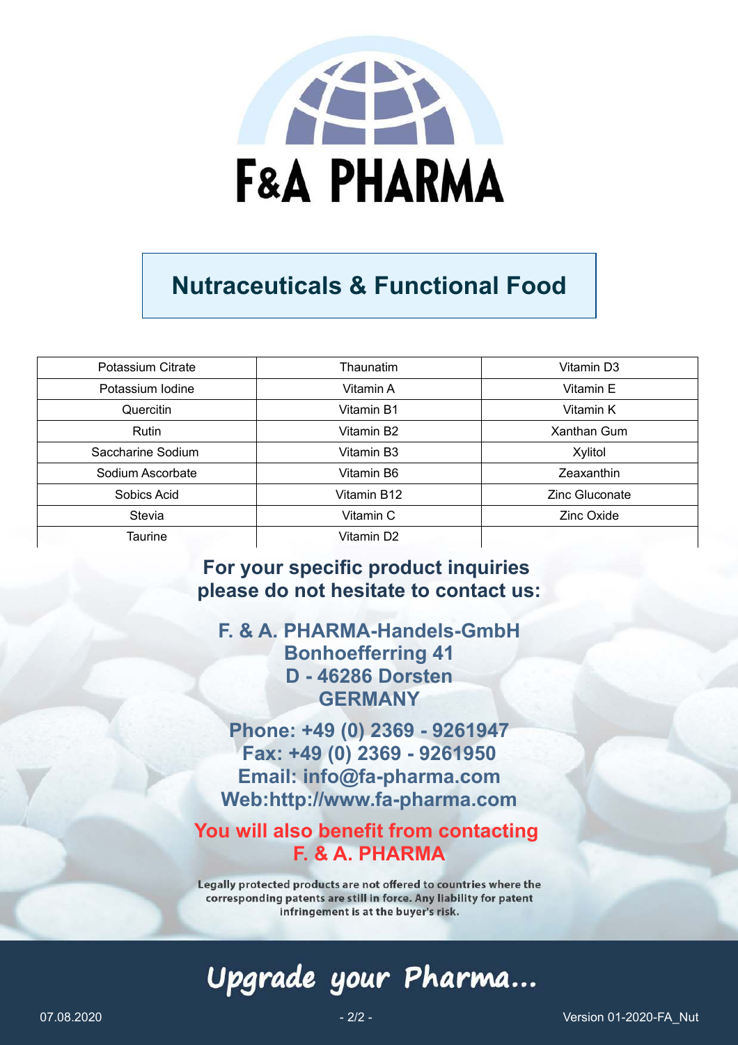F&A PHARMA

## Nutraceuticals & Functional Food

| | | |
|---|---|---|
| Potassium Citrate | Thaunatim | Vitamin D3 |
| Potassium Iodine | Vitamin A | Vitamin E |
| Quercitin | Vitamin B1 | Vitamin K |
| Rutin | Vitamin B2 | Xanthan Gum |
| Saccharine Sodium | Vitamin B3 | Xylitol |
| Sodium Ascorbate | Vitamin B6 | Zeaxanthin |
| Sobics Acid | Vitamin B12 | Zinc Gluconate |
| Stevia | Vitamin C | Zinc Oxide |
| Taurine | Vitamin D2 | |

**For your specific product inquiries please do not hesitate to contact us:**

**F. & A. PHARMA-Handels-GmbH**
**Bonhoefferring 41**
**D - 46286 Dorsten**
**GERMANY**

**Phone: +49 (0) 2369 - 9261947**
**Fax: +49 (0) 2369 - 9261950**
**Email: info@fa-pharma.com**
**Web:http://www.fa-pharma.com**

**You will also benefit from contacting F. & A. PHARMA**

Legally protected products are not offered to countries where the corresponding patents are still in force. Any liability for patent infringement is at the buyer's risk.

*Upgrade your Pharma...*

07.08.2020

Version 01-2020-FA_Nut